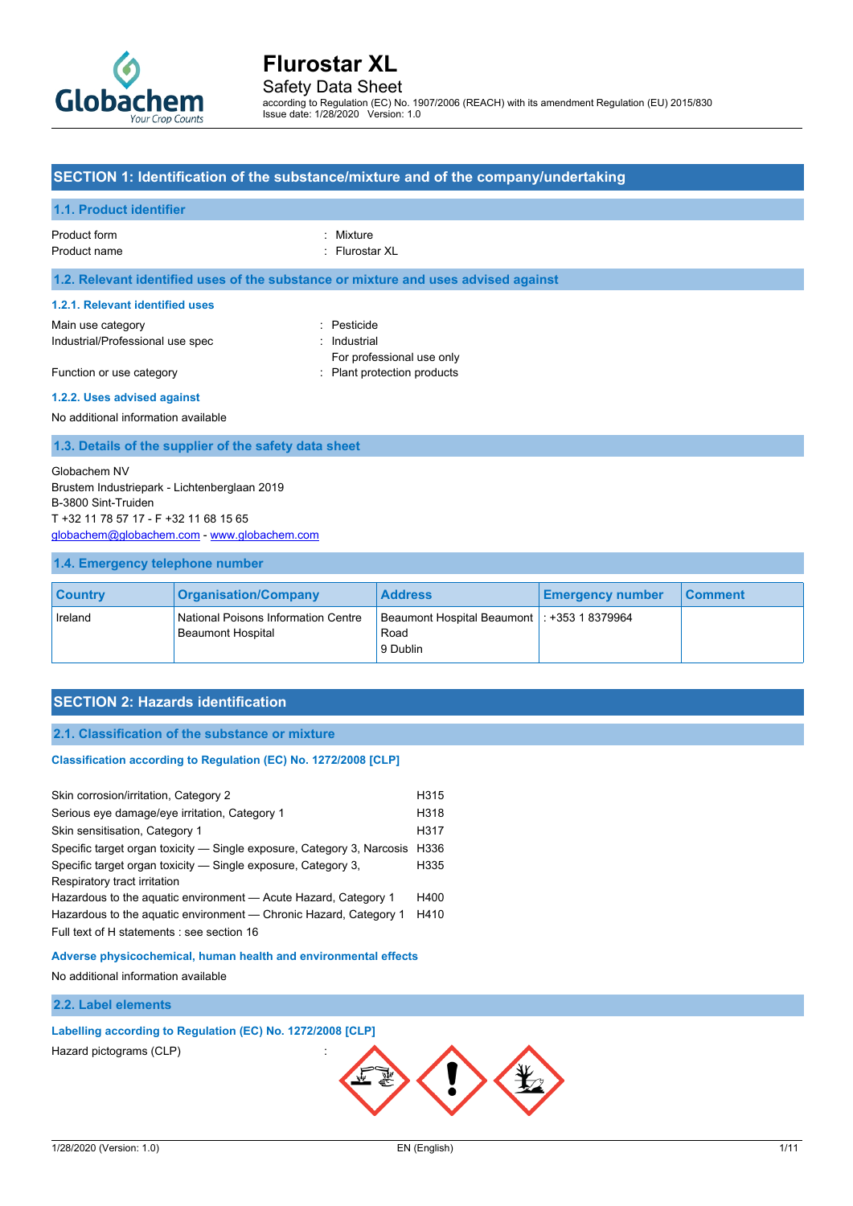# Flurostar XL

Safety Data Sheet

according to Regulation (EC) No. 1907/2006 (REACH) with its amendment Regulation (EU) 2015/830
Issue date: 1/28/2020 Version: 1.0

## SECTION 1: Identification of the substance/mixture and of the company/undertaking

### 1.1. Product identifier

Product form : Mixture
Product name : Flurostar XL

### 1.2. Relevant identified uses of the substance or mixture and uses advised against

#### 1.2.1. Relevant identified uses

Main use category : Pesticide
Industrial/Professional use spec : Industrial
For professional use only
Function or use category : Plant protection products

#### 1.2.2. Uses advised against

No additional information available

### 1.3. Details of the supplier of the safety data sheet

Globachem NV
Brustem Industriepark - Lichtenberglaan 2019
B-3800 Sint-Truiden
T +32 11 78 57 17 - F +32 11 68 15 65
globachem@globachem.com - www.globachem.com

### 1.4. Emergency telephone number

| Country | Organisation/Company | Address | Emergency number | Comment |
|---|---|---|---|---|
| Ireland | National Poisons Information Centre Beaumont Hospital | Beaumont Hospital Beaumont Road 9 Dublin | : +353 1 8379964 | |

## SECTION 2: Hazards identification

### 2.1. Classification of the substance or mixture

**Classification according to Regulation (EC) No. 1272/2008 [CLP]**

| | |
|---|---|
| Skin corrosion/irritation, Category 2 | H315 |
| Serious eye damage/eye irritation, Category 1 | H318 |
| Skin sensitisation, Category 1 | H317 |
| Specific target organ toxicity — Single exposure, Category 3, Narcosis | H336 |
| Specific target organ toxicity — Single exposure, Category 3, Respiratory tract irritation | H335 |
| Hazardous to the aquatic environment — Acute Hazard, Category 1 | H400 |
| Hazardous to the aquatic environment — Chronic Hazard, Category 1 | H410 |

Full text of H statements : see section 16

**Adverse physicochemical, human health and environmental effects**

No additional information available

### 2.2. Label elements

**Labelling according to Regulation (EC) No. 1272/2008 [CLP]**

Hazard pictograms (CLP) :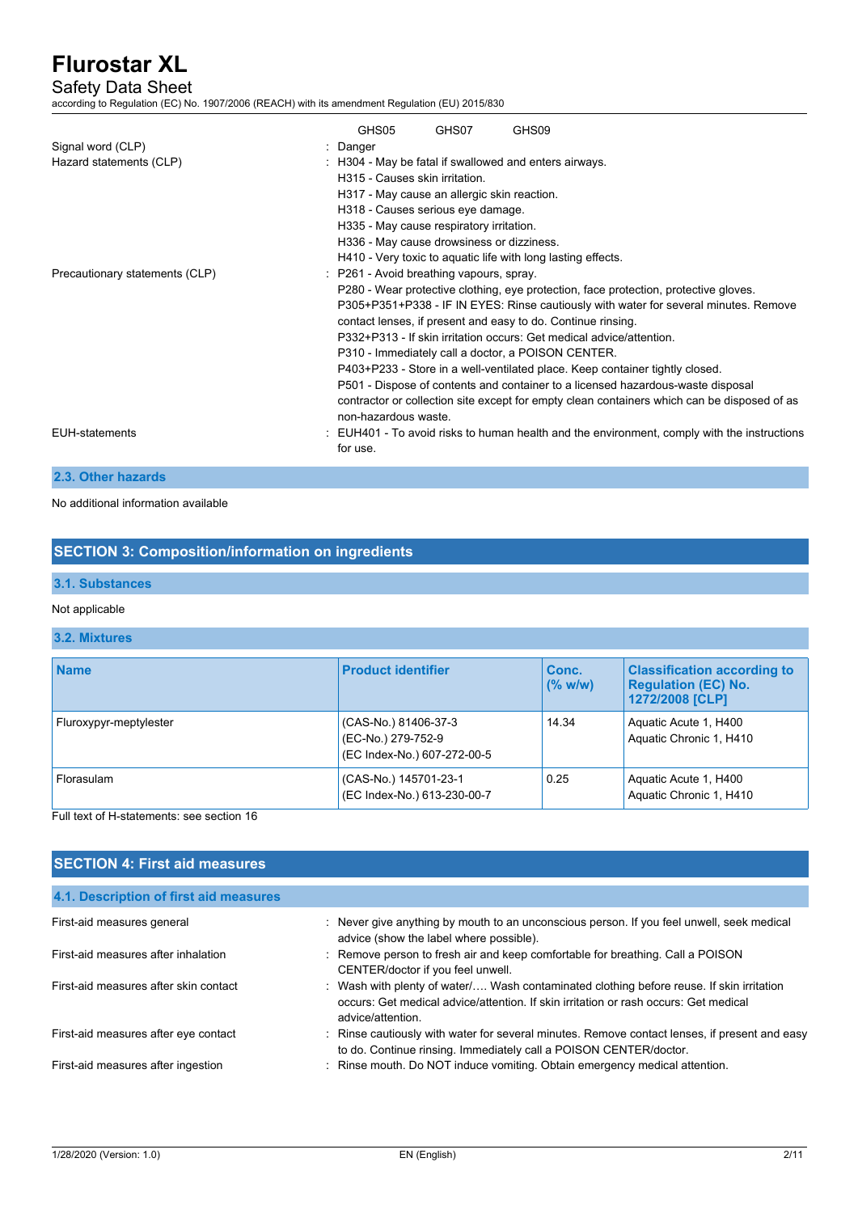GHS05 GHS07 GHS09

Signal word (CLP) : Danger

Hazard statements (CLP) : H304 - May be fatal if swallowed and enters airways.
H315 - Causes skin irritation.
H317 - May cause an allergic skin reaction.
H318 - Causes serious eye damage.
H335 - May cause respiratory irritation.
H336 - May cause drowsiness or dizziness.
H410 - Very toxic to aquatic life with long lasting effects.

Precautionary statements (CLP) : P261 - Avoid breathing vapours, spray.
P280 - Wear protective clothing, eye protection, face protection, protective gloves.
P305+P351+P338 - IF IN EYES: Rinse cautiously with water for several minutes. Remove contact lenses, if present and easy to do. Continue rinsing.
P332+P313 - If skin irritation occurs: Get medical advice/attention.
P310 - Immediately call a doctor, a POISON CENTER.
P403+P233 - Store in a well-ventilated place. Keep container tightly closed.
P501 - Dispose of contents and container to a licensed hazardous-waste disposal contractor or collection site except for empty clean containers which can be disposed of as non-hazardous waste.

EUH-statements : EUH401 - To avoid risks to human health and the environment, comply with the instructions for use.

### 2.3. Other hazards

No additional information available

## SECTION 3: Composition/information on ingredients

### 3.1. Substances

Not applicable

### 3.2. Mixtures

| Name | Product identifier | Conc. (% w/w) | Classification according to Regulation (EC) No. 1272/2008 [CLP] |
|---|---|---|---|
| Fluroxypyr-meptylester | (CAS-No.) 81406-37-3<br>(EC-No.) 279-752-9<br>(EC Index-No.) 607-272-00-5 | 14.34 | Aquatic Acute 1, H400<br>Aquatic Chronic 1, H410 |
| Florasulam | (CAS-No.) 145701-23-1<br>(EC Index-No.) 613-230-00-7 | 0.25 | Aquatic Acute 1, H400<br>Aquatic Chronic 1, H410 |

Full text of H-statements: see section 16

## SECTION 4: First aid measures

### 4.1. Description of first aid measures

First-aid measures general : Never give anything by mouth to an unconscious person. If you feel unwell, seek medical advice (show the label where possible).

First-aid measures after inhalation : Remove person to fresh air and keep comfortable for breathing. Call a POISON CENTER/doctor if you feel unwell.

First-aid measures after skin contact : Wash with plenty of water/…. Wash contaminated clothing before reuse. If skin irritation occurs: Get medical advice/attention. If skin irritation or rash occurs: Get medical advice/attention.

First-aid measures after eye contact : Rinse cautiously with water for several minutes. Remove contact lenses, if present and easy to do. Continue rinsing. Immediately call a POISON CENTER/doctor.

First-aid measures after ingestion : Rinse mouth. Do NOT induce vomiting. Obtain emergency medical attention.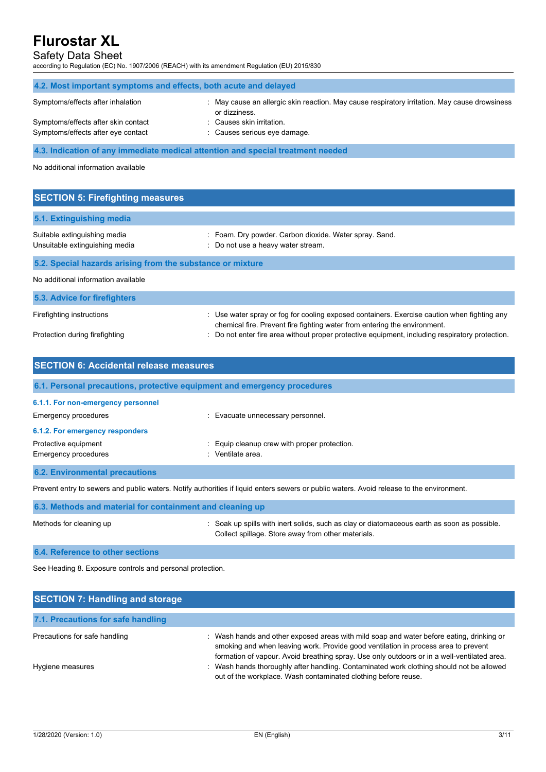### 4.2. Most important symptoms and effects, both acute and delayed

| | |
|---|---|
| Symptoms/effects after inhalation | : May cause an allergic skin reaction. May cause respiratory irritation. May cause drowsiness or dizziness. |
| Symptoms/effects after skin contact | : Causes skin irritation. |
| Symptoms/effects after eye contact | : Causes serious eye damage. |

### 4.3. Indication of any immediate medical attention and special treatment needed

No additional information available

## SECTION 5: Firefighting measures

### 5.1. Extinguishing media

| | |
|---|---|
| Suitable extinguishing media | : Foam. Dry powder. Carbon dioxide. Water spray. Sand. |
| Unsuitable extinguishing media | : Do not use a heavy water stream. |

### 5.2. Special hazards arising from the substance or mixture

No additional information available

### 5.3. Advice for firefighters

| | |
|---|---|
| Firefighting instructions | : Use water spray or fog for cooling exposed containers. Exercise caution when fighting any chemical fire. Prevent fire fighting water from entering the environment. |
| Protection during firefighting | : Do not enter fire area without proper protective equipment, including respiratory protection. |

## SECTION 6: Accidental release measures

### 6.1. Personal precautions, protective equipment and emergency procedures

#### 6.1.1. For non-emergency personnel

| | |
|---|---|
| Emergency procedures | : Evacuate unnecessary personnel. |

#### 6.1.2. For emergency responders

| | |
|---|---|
| Protective equipment | : Equip cleanup crew with proper protection. |
| Emergency procedures | : Ventilate area. |

### 6.2. Environmental precautions

Prevent entry to sewers and public waters. Notify authorities if liquid enters sewers or public waters. Avoid release to the environment.

### 6.3. Methods and material for containment and cleaning up

| | |
|---|---|
| Methods for cleaning up | : Soak up spills with inert solids, such as clay or diatomaceous earth as soon as possible. Collect spillage. Store away from other materials. |

### 6.4. Reference to other sections

See Heading 8. Exposure controls and personal protection.

## SECTION 7: Handling and storage

### 7.1. Precautions for safe handling

| | |
|---|---|
| Precautions for safe handling | : Wash hands and other exposed areas with mild soap and water before eating, drinking or smoking and when leaving work. Provide good ventilation in process area to prevent formation of vapour. Avoid breathing spray. Use only outdoors or in a well-ventilated area. |
| Hygiene measures | : Wash hands thoroughly after handling. Contaminated work clothing should not be allowed out of the workplace. Wash contaminated clothing before reuse. |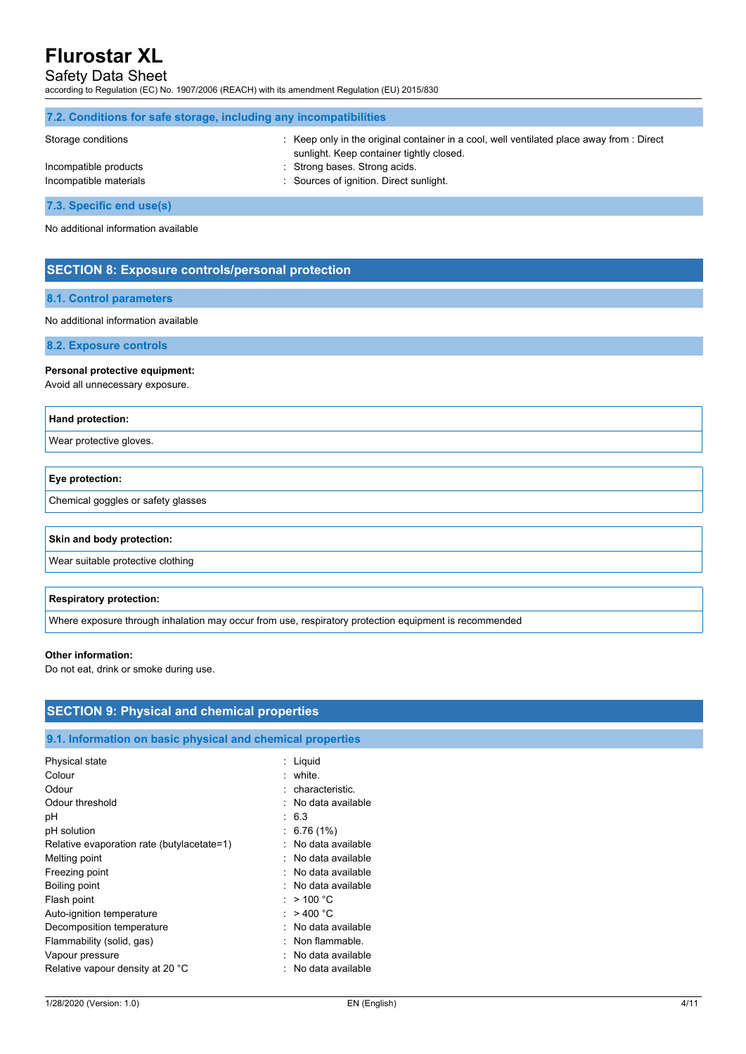### 7.2. Conditions for safe storage, including any incompatibilities

Storage conditions : Keep only in the original container in a cool, well ventilated place away from : Direct sunlight. Keep container tightly closed.

Incompatible products : Strong bases. Strong acids.

Incompatible materials : Sources of ignition. Direct sunlight.

### 7.3. Specific end use(s)

No additional information available

## SECTION 8: Exposure controls/personal protection

### 8.1. Control parameters

No additional information available

### 8.2. Exposure controls

**Personal protective equipment:**

Avoid all unnecessary exposure.

| Hand protection: |
|---|
| Wear protective gloves. |

| Eye protection: |
|---|
| Chemical goggles or safety glasses |

| Skin and body protection: |
|---|
| Wear suitable protective clothing |

| Respiratory protection: |
|---|
| Where exposure through inhalation may occur from use, respiratory protection equipment is recommended |

**Other information:**

Do not eat, drink or smoke during use.

## SECTION 9: Physical and chemical properties

### 9.1. Information on basic physical and chemical properties

| | |
|---|---|
| Physical state | : Liquid |
| Colour | : white. |
| Odour | : characteristic. |
| Odour threshold | : No data available |
| pH | : 6.3 |
| pH solution | : 6.76 (1%) |
| Relative evaporation rate (butylacetate=1) | : No data available |
| Melting point | : No data available |
| Freezing point | : No data available |
| Boiling point | : No data available |
| Flash point | : > 100 °C |
| Auto-ignition temperature | : > 400 °C |
| Decomposition temperature | : No data available |
| Flammability (solid, gas) | : Non flammable. |
| Vapour pressure | : No data available |
| Relative vapour density at 20 °C | : No data available |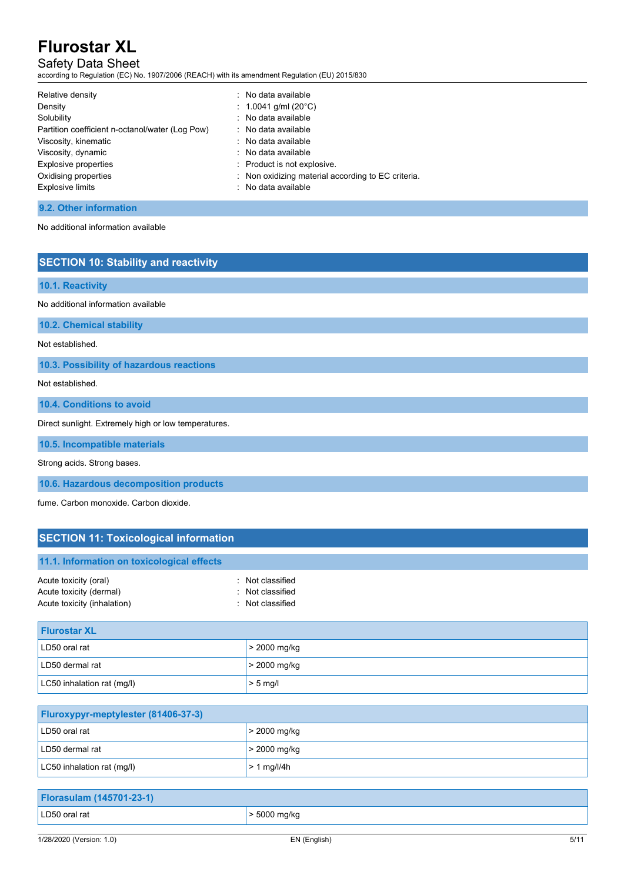| | |
|---|---|
| Relative density | : No data available |
| Density | : 1.0041 g/ml (20°C) |
| Solubility | : No data available |
| Partition coefficient n-octanol/water (Log Pow) | : No data available |
| Viscosity, kinematic | : No data available |
| Viscosity, dynamic | : No data available |
| Explosive properties | : Product is not explosive. |
| Oxidising properties | : Non oxidizing material according to EC criteria. |
| Explosive limits | : No data available |

### 9.2. Other information

No additional information available

## SECTION 10: Stability and reactivity

### 10.1. Reactivity

No additional information available

### 10.2. Chemical stability

Not established.

### 10.3. Possibility of hazardous reactions

Not established.

### 10.4. Conditions to avoid

Direct sunlight. Extremely high or low temperatures.

### 10.5. Incompatible materials

Strong acids. Strong bases.

### 10.6. Hazardous decomposition products

fume. Carbon monoxide. Carbon dioxide.

## SECTION 11: Toxicological information

### 11.1. Information on toxicological effects

| | |
|---|---|
| Acute toxicity (oral) | : Not classified |
| Acute toxicity (dermal) | : Not classified |
| Acute toxicity (inhalation) | : Not classified |

| Flurostar XL | |
|---|---|
| LD50 oral rat | > 2000 mg/kg |
| LD50 dermal rat | > 2000 mg/kg |
| LC50 inhalation rat (mg/l) | > 5 mg/l |

| Fluroxypyr-meptylester (81406-37-3) | |
|---|---|
| LD50 oral rat | > 2000 mg/kg |
| LD50 dermal rat | > 2000 mg/kg |
| LC50 inhalation rat (mg/l) | > 1 mg/l/4h |

| Florasulam (145701-23-1) | |
|---|---|
| LD50 oral rat | > 5000 mg/kg |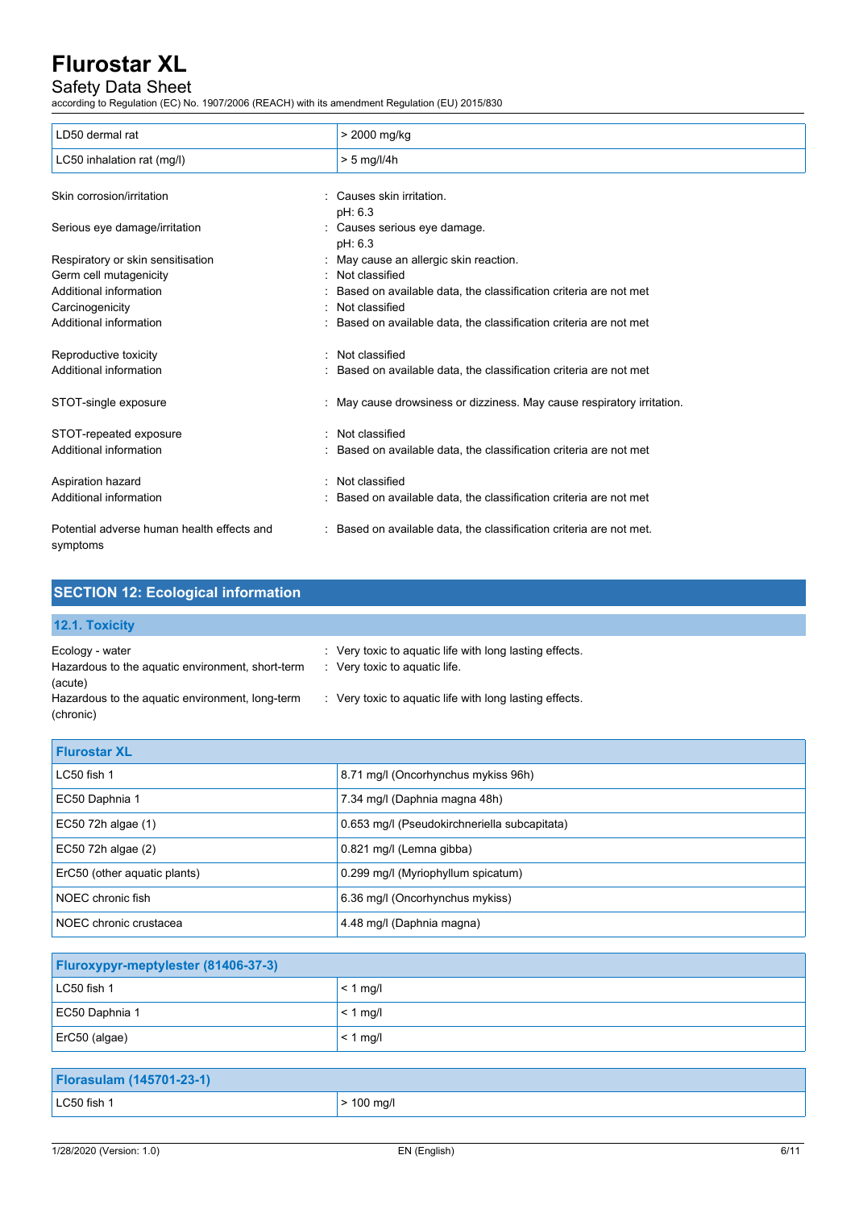| LD50 dermal rat | > 2000 mg/kg |
|---|---|
| LC50 inhalation rat (mg/l) | > 5 mg/l/4h |

Skin corrosion/irritation : Causes skin irritation.
pH: 6.3

Serious eye damage/irritation : Causes serious eye damage.
pH: 6.3

Respiratory or skin sensitisation : May cause an allergic skin reaction.

Germ cell mutagenicity : Not classified

Additional information : Based on available data, the classification criteria are not met

Carcinogenicity : Not classified

Additional information : Based on available data, the classification criteria are not met

Reproductive toxicity : Not classified

Additional information : Based on available data, the classification criteria are not met

STOT-single exposure : May cause drowsiness or dizziness. May cause respiratory irritation.

STOT-repeated exposure : Not classified

Additional information : Based on available data, the classification criteria are not met

Aspiration hazard : Not classified

Additional information : Based on available data, the classification criteria are not met

Potential adverse human health effects and symptoms : Based on available data, the classification criteria are not met.

## SECTION 12: Ecological information

### 12.1. Toxicity

Ecology - water : Very toxic to aquatic life with long lasting effects.

Hazardous to the aquatic environment, short-term (acute) : Very toxic to aquatic life.

Hazardous to the aquatic environment, long-term (chronic) : Very toxic to aquatic life with long lasting effects.

| Flurostar XL | |
|---|---|
| LC50 fish 1 | 8.71 mg/l (Oncorhynchus mykiss 96h) |
| EC50 Daphnia 1 | 7.34 mg/l (Daphnia magna 48h) |
| EC50 72h algae (1) | 0.653 mg/l (Pseudokirchneriella subcapitata) |
| EC50 72h algae (2) | 0.821 mg/l (Lemna gibba) |
| ErC50 (other aquatic plants) | 0.299 mg/l (Myriophyllum spicatum) |
| NOEC chronic fish | 6.36 mg/l (Oncorhynchus mykiss) |
| NOEC chronic crustacea | 4.48 mg/l (Daphnia magna) |

| Fluroxypyr-meptylester (81406-37-3) | |
|---|---|
| LC50 fish 1 | < 1 mg/l |
| EC50 Daphnia 1 | < 1 mg/l |
| ErC50 (algae) | < 1 mg/l |

| Florasulam (145701-23-1) | |
|---|---|
| LC50 fish 1 | > 100 mg/l |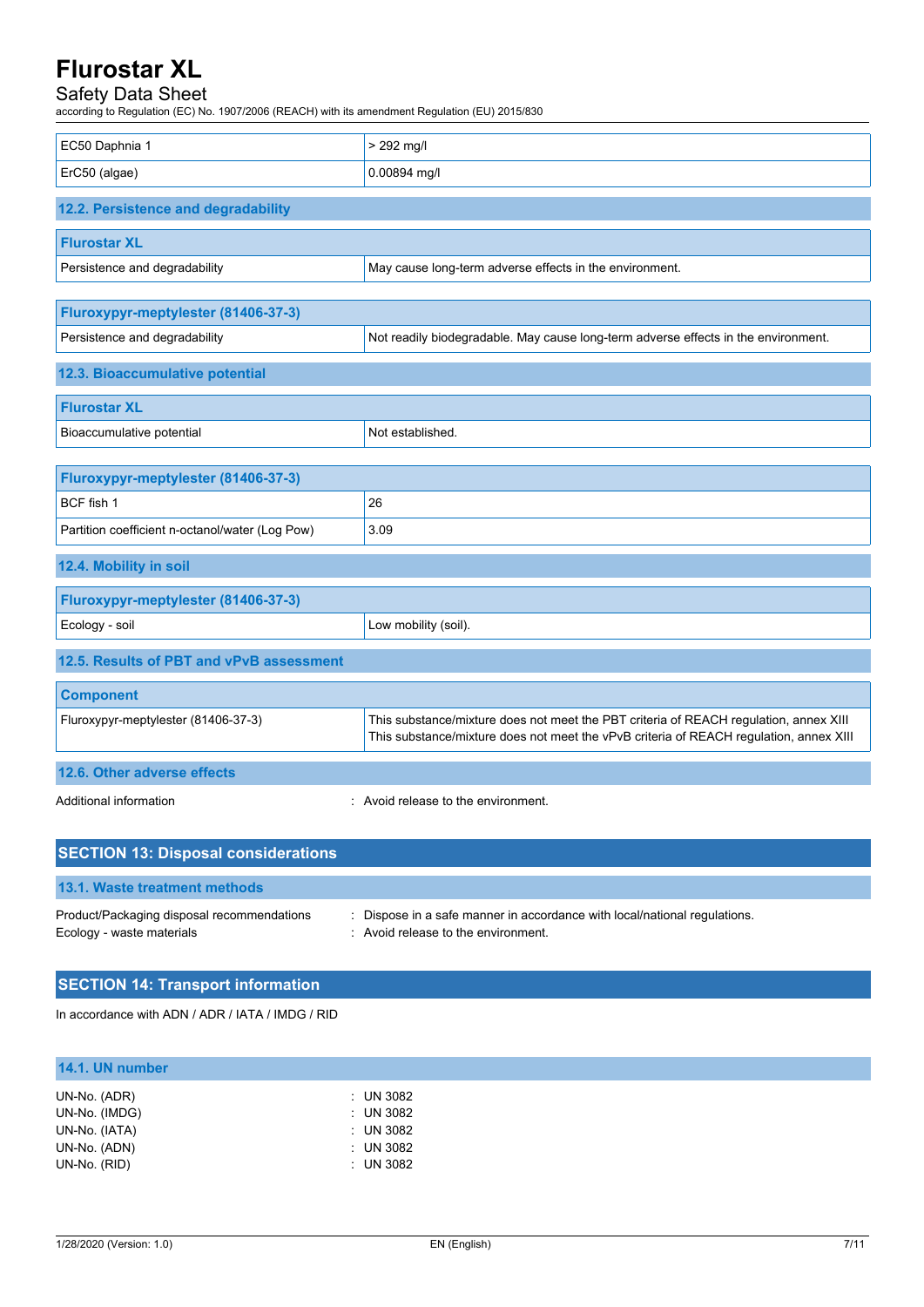| EC50 Daphnia 1 | > 292 mg/l |
| --- | --- |
| ErC50 (algae) | 0.00894 mg/l |

### 12.2. Persistence and degradability

| Flurostar XL | |
| --- | --- |
| Persistence and degradability | May cause long-term adverse effects in the environment. |

| Fluroxypyr-meptylester (81406-37-3) | |
| --- | --- |
| Persistence and degradability | Not readily biodegradable. May cause long-term adverse effects in the environment. |

### 12.3. Bioaccumulative potential

| Flurostar XL | |
| --- | --- |
| Bioaccumulative potential | Not established. |

| Fluroxypyr-meptylester (81406-37-3) | |
| --- | --- |
| BCF fish 1 | 26 |
| Partition coefficient n-octanol/water (Log Pow) | 3.09 |

### 12.4. Mobility in soil

| Fluroxypyr-meptylester (81406-37-3) | |
| --- | --- |
| Ecology - soil | Low mobility (soil). |

### 12.5. Results of PBT and vPvB assessment

| Component | |
| --- | --- |
| Fluroxypyr-meptylester (81406-37-3) | This substance/mixture does not meet the PBT criteria of REACH regulation, annex XIII<br>This substance/mixture does not meet the vPvB criteria of REACH regulation, annex XIII |

### 12.6. Other adverse effects

Additional information : Avoid release to the environment.

## SECTION 13: Disposal considerations

### 13.1. Waste treatment methods

Product/Packaging disposal recommendations : Dispose in a safe manner in accordance with local/national regulations.
Ecology - waste materials : Avoid release to the environment.

## SECTION 14: Transport information

In accordance with ADN / ADR / IATA / IMDG / RID

### 14.1. UN number

UN-No. (ADR) : UN 3082
UN-No. (IMDG) : UN 3082
UN-No. (IATA) : UN 3082
UN-No. (ADN) : UN 3082
UN-No. (RID) : UN 3082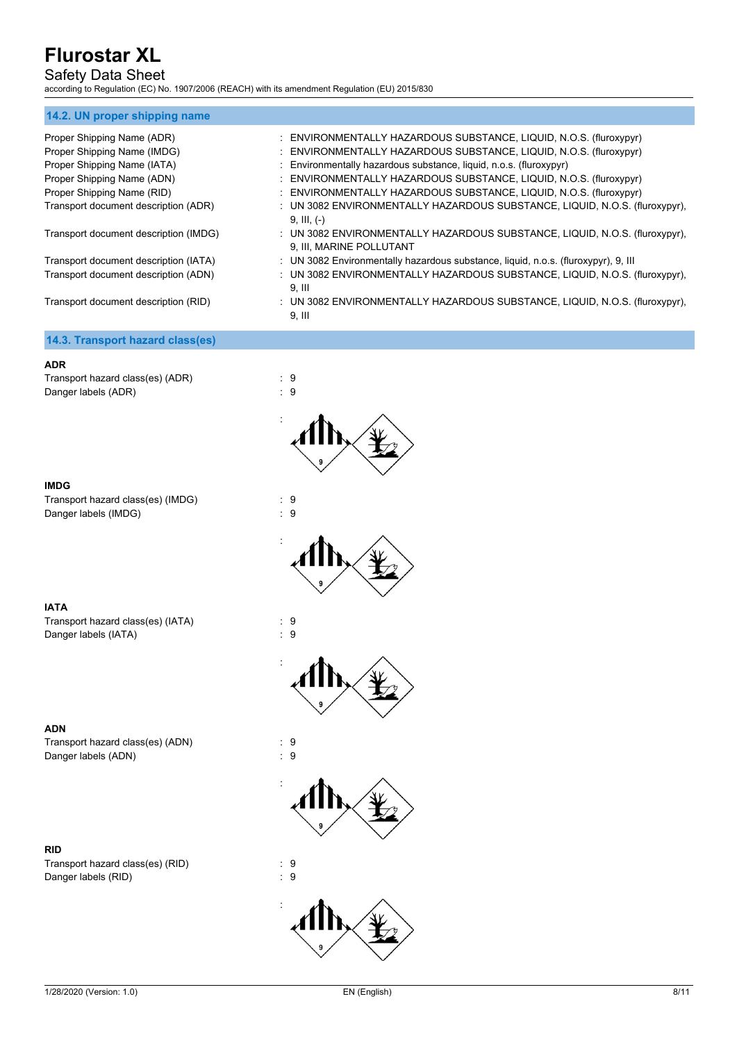## 14.2. UN proper shipping name

Proper Shipping Name (ADR) : ENVIRONMENTALLY HAZARDOUS SUBSTANCE, LIQUID, N.O.S. (fluroxypyr)

Proper Shipping Name (IMDG) : ENVIRONMENTALLY HAZARDOUS SUBSTANCE, LIQUID, N.O.S. (fluroxypyr)

Proper Shipping Name (IATA) : Environmentally hazardous substance, liquid, n.o.s. (fluroxypyr)

Proper Shipping Name (ADN) : ENVIRONMENTALLY HAZARDOUS SUBSTANCE, LIQUID, N.O.S. (fluroxypyr)

Proper Shipping Name (RID) : ENVIRONMENTALLY HAZARDOUS SUBSTANCE, LIQUID, N.O.S. (fluroxypyr)

Transport document description (ADR) : UN 3082 ENVIRONMENTALLY HAZARDOUS SUBSTANCE, LIQUID, N.O.S. (fluroxypyr), 9, III, (-)

Transport document description (IMDG) : UN 3082 ENVIRONMENTALLY HAZARDOUS SUBSTANCE, LIQUID, N.O.S. (fluroxypyr), 9, III, MARINE POLLUTANT

Transport document description (IATA) : UN 3082 Environmentally hazardous substance, liquid, n.o.s. (fluroxypyr), 9, III

Transport document description (ADN) : UN 3082 ENVIRONMENTALLY HAZARDOUS SUBSTANCE, LIQUID, N.O.S. (fluroxypyr), 9, III

Transport document description (RID) : UN 3082 ENVIRONMENTALLY HAZARDOUS SUBSTANCE, LIQUID, N.O.S. (fluroxypyr), 9, III

## 14.3. Transport hazard class(es)

**ADR**

Transport hazard class(es) (ADR) : 9

Danger labels (ADR) : 9

:

**IMDG**

Transport hazard class(es) (IMDG) : 9

Danger labels (IMDG) : 9

:

**IATA**

Transport hazard class(es) (IATA) : 9

Danger labels (IATA) : 9

:

**ADN**

Transport hazard class(es) (ADN) : 9

Danger labels (ADN) : 9

:

**RID**

Transport hazard class(es) (RID) : 9

Danger labels (RID) : 9

: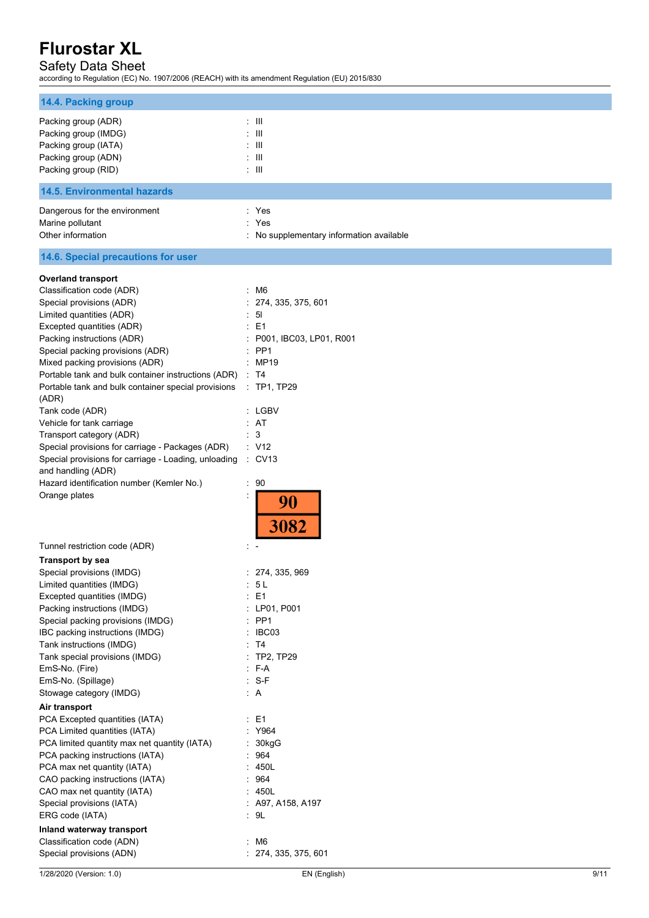### 14.4. Packing group

| | |
|---|---|
| Packing group (ADR) | : III |
| Packing group (IMDG) | : III |
| Packing group (IATA) | : III |
| Packing group (ADN) | : III |
| Packing group (RID) | : III |

### 14.5. Environmental hazards

| | |
|---|---|
| Dangerous for the environment | : Yes |
| Marine pollutant | : Yes |
| Other information | : No supplementary information available |

### 14.6. Special precautions for user

**Overland transport**

| | |
|---|---|
| Classification code (ADR) | : M6 |
| Special provisions (ADR) | : 274, 335, 375, 601 |
| Limited quantities (ADR) | : 5l |
| Excepted quantities (ADR) | : E1 |
| Packing instructions (ADR) | : P001, IBC03, LP01, R001 |
| Special packing provisions (ADR) | : PP1 |
| Mixed packing provisions (ADR) | : MP19 |
| Portable tank and bulk container instructions (ADR) | : T4 |
| Portable tank and bulk container special provisions (ADR) | : TP1, TP29 |
| Tank code (ADR) | : LGBV |
| Vehicle for tank carriage | : AT |
| Transport category (ADR) | : 3 |
| Special provisions for carriage - Packages (ADR) | : V12 |
| Special provisions for carriage - Loading, unloading and handling (ADR) | : CV13 |
| Hazard identification number (Kemler No.) | : 90 |
| Orange plates | : 90 / 3082 |
| Tunnel restriction code (ADR) | : - |

**Transport by sea**

| | |
|---|---|
| Special provisions (IMDG) | : 274, 335, 969 |
| Limited quantities (IMDG) | : 5 L |
| Excepted quantities (IMDG) | : E1 |
| Packing instructions (IMDG) | : LP01, P001 |
| Special packing provisions (IMDG) | : PP1 |
| IBC packing instructions (IMDG) | : IBC03 |
| Tank instructions (IMDG) | : T4 |
| Tank special provisions (IMDG) | : TP2, TP29 |
| EmS-No. (Fire) | : F-A |
| EmS-No. (Spillage) | : S-F |
| Stowage category (IMDG) | : A |

**Air transport**

| | |
|---|---|
| PCA Excepted quantities (IATA) | : E1 |
| PCA Limited quantities (IATA) | : Y964 |
| PCA limited quantity max net quantity (IATA) | : 30kgG |
| PCA packing instructions (IATA) | : 964 |
| PCA max net quantity (IATA) | : 450L |
| CAO packing instructions (IATA) | : 964 |
| CAO max net quantity (IATA) | : 450L |
| Special provisions (IATA) | : A97, A158, A197 |
| ERG code (IATA) | : 9L |

**Inland waterway transport**

| | |
|---|---|
| Classification code (ADN) | : M6 |
| Special provisions (ADN) | : 274, 335, 375, 601 |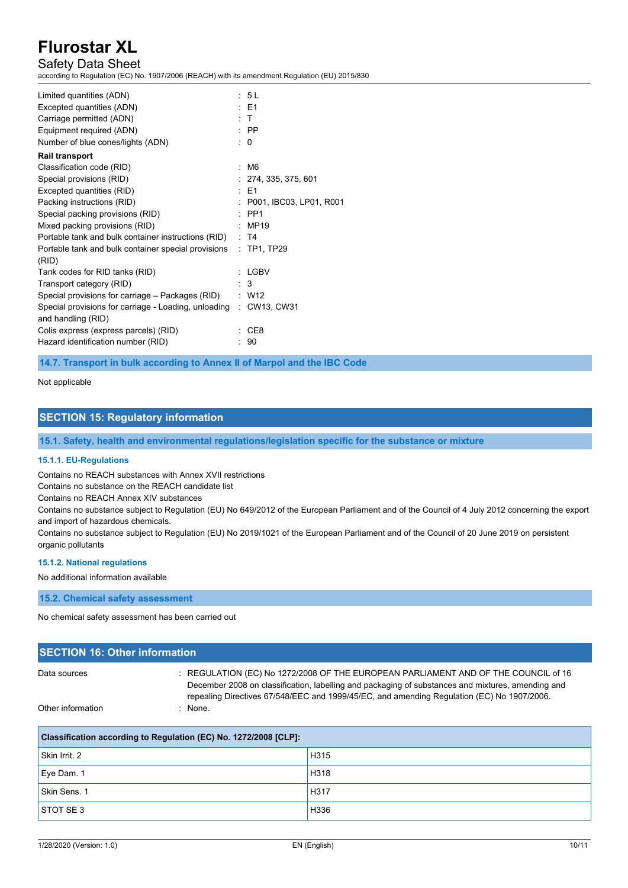| | |
|---|---|
| Limited quantities (ADN) | : 5 L |
| Excepted quantities (ADN) | : E1 |
| Carriage permitted (ADN) | : T |
| Equipment required (ADN) | : PP |
| Number of blue cones/lights (ADN) | : 0 |

**Rail transport**

| | |
|---|---|
| Classification code (RID) | : M6 |
| Special provisions (RID) | : 274, 335, 375, 601 |
| Excepted quantities (RID) | : E1 |
| Packing instructions (RID) | : P001, IBC03, LP01, R001 |
| Special packing provisions (RID) | : PP1 |
| Mixed packing provisions (RID) | : MP19 |
| Portable tank and bulk container instructions (RID) | : T4 |
| Portable tank and bulk container special provisions (RID) | : TP1, TP29 |
| Tank codes for RID tanks (RID) | : LGBV |
| Transport category (RID) | : 3 |
| Special provisions for carriage – Packages (RID) | : W12 |
| Special provisions for carriage - Loading, unloading and handling (RID) | : CW13, CW31 |
| Colis express (express parcels) (RID) | : CE8 |
| Hazard identification number (RID) | : 90 |

### 14.7. Transport in bulk according to Annex II of Marpol and the IBC Code

Not applicable

## SECTION 15: Regulatory information

### 15.1. Safety, health and environmental regulations/legislation specific for the substance or mixture

#### 15.1.1. EU-Regulations

Contains no REACH substances with Annex XVII restrictions
Contains no substance on the REACH candidate list
Contains no REACH Annex XIV substances
Contains no substance subject to Regulation (EU) No 649/2012 of the European Parliament and of the Council of 4 July 2012 concerning the export and import of hazardous chemicals.
Contains no substance subject to Regulation (EU) No 2019/1021 of the European Parliament and of the Council of 20 June 2019 on persistent organic pollutants

#### 15.1.2. National regulations

No additional information available

### 15.2. Chemical safety assessment

No chemical safety assessment has been carried out

## SECTION 16: Other information

| | |
|---|---|
| Data sources | : REGULATION (EC) No 1272/2008 OF THE EUROPEAN PARLIAMENT AND OF THE COUNCIL of 16 December 2008 on classification, labelling and packaging of substances and mixtures, amending and repealing Directives 67/548/EEC and 1999/45/EC, and amending Regulation (EC) No 1907/2006. |
| Other information | : None. |

| Classification according to Regulation (EC) No. 1272/2008 [CLP]: | |
|---|---|
| Skin Irrit. 2 | H315 |
| Eye Dam. 1 | H318 |
| Skin Sens. 1 | H317 |
| STOT SE 3 | H336 |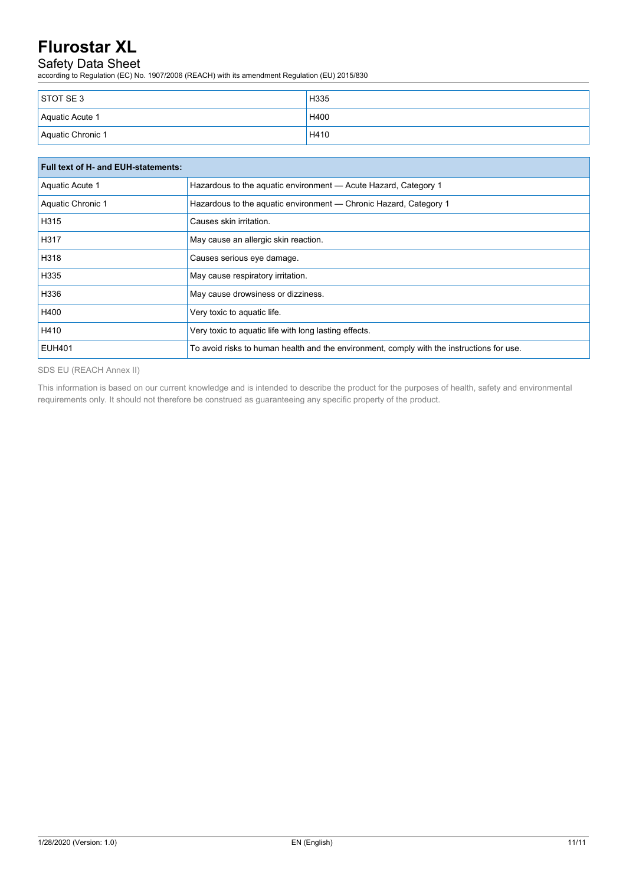| | |
|---|---|
| STOT SE 3 | H335 |
| Aquatic Acute 1 | H400 |
| Aquatic Chronic 1 | H410 |

| **Full text of H- and EUH-statements:** | |
|---|---|
| Aquatic Acute 1 | Hazardous to the aquatic environment — Acute Hazard, Category 1 |
| Aquatic Chronic 1 | Hazardous to the aquatic environment — Chronic Hazard, Category 1 |
| H315 | Causes skin irritation. |
| H317 | May cause an allergic skin reaction. |
| H318 | Causes serious eye damage. |
| H335 | May cause respiratory irritation. |
| H336 | May cause drowsiness or dizziness. |
| H400 | Very toxic to aquatic life. |
| H410 | Very toxic to aquatic life with long lasting effects. |
| EUH401 | To avoid risks to human health and the environment, comply with the instructions for use. |

SDS EU (REACH Annex II)

This information is based on our current knowledge and is intended to describe the product for the purposes of health, safety and environmental requirements only. It should not therefore be construed as guaranteeing any specific property of the product.